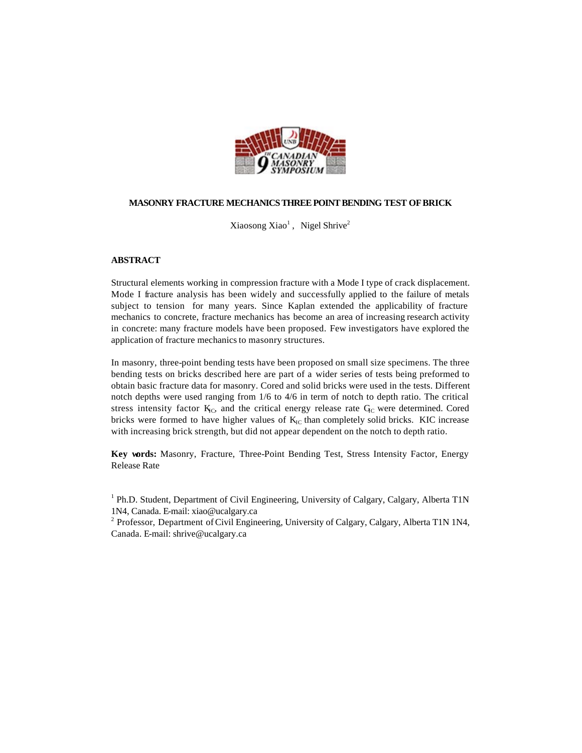## MASONRY FRACTURE MECHANICS THREE POINT BENDING TEST OF BRICK

Xiaosong Xiao[1], Nigel Shrive[2]

### ABSTRACT

Structural elements working in compression fracture with a Mode I type of crack displacement. Mode I fracture analysis has been widely and successfully applied to the failure of metals subject to tension for many years. Since Kaplan extended the applicability of fracture mechanics to concrete, fracture mechanics has become an area of increasing research activity in concrete: many fracture models have been proposed. Few investigators have explored the application of fracture mechanics to masonry structures.

In masonry, three-point bending tests have been proposed on small size specimens. The three bending tests on bricks described here are part of a wider series of tests being preformed to obtain basic fracture data for masonry. Cored and solid bricks were used in the tests. Different notch depths were used ranging from 1/6 to 4/6 in term of notch to depth ratio. The critical stress intensity factor $K_{IC}$, and the critical energy release rate $G_{IC}$ were determined. Cored bricks were formed to have higher values of $K_{IC}$ than completely solid bricks. KIC increase with increasing brick strength, but did not appear dependent on the notch to depth ratio.

**Key words:** Masonry, Fracture, Three-Point Bending Test, Stress Intensity Factor, Energy Release Rate

[1] Ph.D. Student, Department of Civil Engineering, University of Calgary, Calgary, Alberta T1N 1N4, Canada. E-mail: xiao@ucalgary.ca

[2] Professor, Department of Civil Engineering, University of Calgary, Calgary, Alberta T1N 1N4, Canada. E-mail: shrive@ucalgary.ca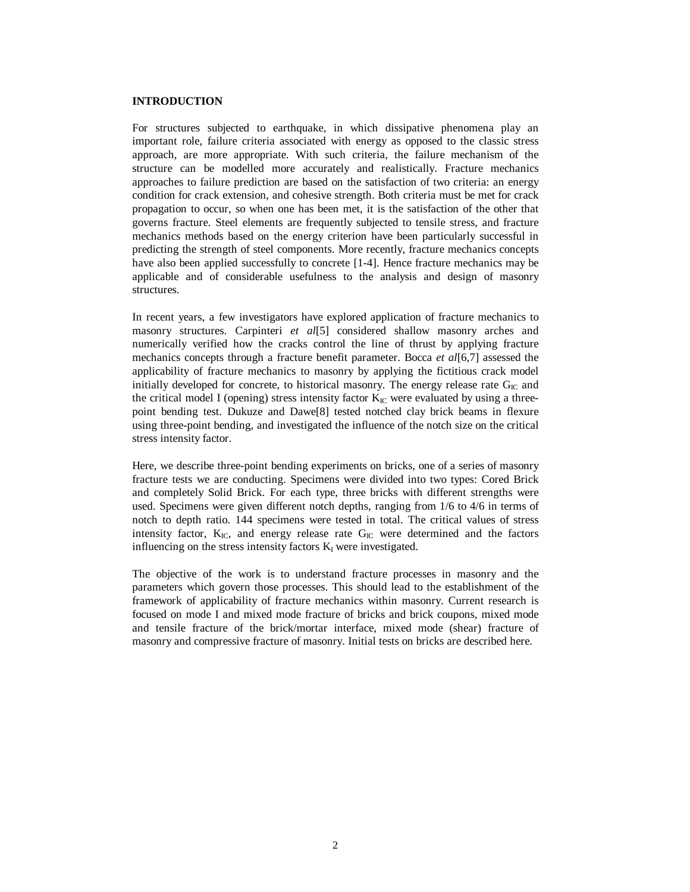# INTRODUCTION

For structures subjected to earthquake, in which dissipative phenomena play an important role, failure criteria associated with energy as opposed to the classic stress approach, are more appropriate. With such criteria, the failure mechanism of the structure can be modelled more accurately and realistically. Fracture mechanics approaches to failure prediction are based on the satisfaction of two criteria: an energy condition for crack extension, and cohesive strength. Both criteria must be met for crack propagation to occur, so when one has been met, it is the satisfaction of the other that governs fracture. Steel elements are frequently subjected to tensile stress, and fracture mechanics methods based on the energy criterion have been particularly successful in predicting the strength of steel components. More recently, fracture mechanics concepts have also been applied successfully to concrete [1-4]. Hence fracture mechanics may be applicable and of considerable usefulness to the analysis and design of masonry structures.

In recent years, a few investigators have explored application of fracture mechanics to masonry structures. Carpinteri *et al*[5] considered shallow masonry arches and numerically verified how the cracks control the line of thrust by applying fracture mechanics concepts through a fracture benefit parameter. Bocca *et al*[6,7] assessed the applicability of fracture mechanics to masonry by applying the fictitious crack model initially developed for concrete, to historical masonry. The energy release rate $G_{IC}$ and the critical model I (opening) stress intensity factor $K_{IC}$ were evaluated by using a three-point bending test. Dukuze and Dawe[8] tested notched clay brick beams in flexure using three-point bending, and investigated the influence of the notch size on the critical stress intensity factor.

Here, we describe three-point bending experiments on bricks, one of a series of masonry fracture tests we are conducting. Specimens were divided into two types: Cored Brick and completely Solid Brick. For each type, three bricks with different strengths were used. Specimens were given different notch depths, ranging from 1/6 to 4/6 in terms of notch to depth ratio. 144 specimens were tested in total. The critical values of stress intensity factor, $K_{IC}$, and energy release rate $G_{IC}$ were determined and the factors influencing on the stress intensity factors $K_I$ were investigated.

The objective of the work is to understand fracture processes in masonry and the parameters which govern those processes. This should lead to the establishment of the framework of applicability of fracture mechanics within masonry. Current research is focused on mode I and mixed mode fracture of bricks and brick coupons, mixed mode and tensile fracture of the brick/mortar interface, mixed mode (shear) fracture of masonry and compressive fracture of masonry. Initial tests on bricks are described here.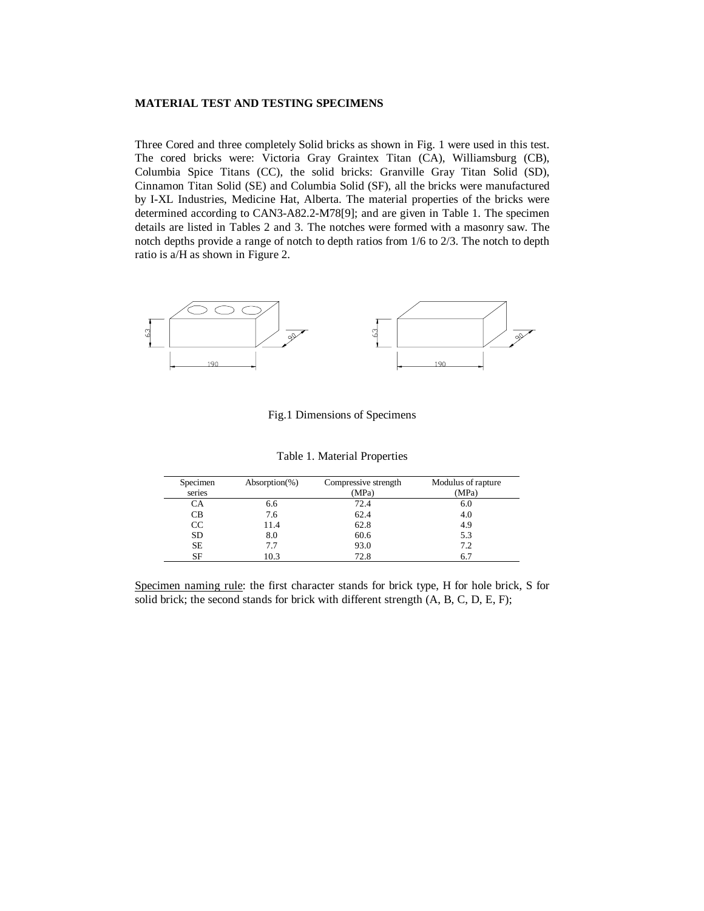**MATERIAL TEST AND TESTING SPECIMENS**

Three Cored and three completely Solid bricks as shown in Fig. 1 were used in this test. The cored bricks were: Victoria Gray Graintex Titan (CA), Williamsburg (CB), Columbia Spice Titans (CC), the solid bricks: Granville Gray Titan Solid (SD), Cinnamon Titan Solid (SE) and Columbia Solid (SF), all the bricks were manufactured by I-XL Industries, Medicine Hat, Alberta. The material properties of the bricks were determined according to CAN3-A82.2-M78[9]; and are given in Table 1. The specimen details are listed in Tables 2 and 3. The notches were formed with a masonry saw. The notch depths provide a range of notch to depth ratios from 1/6 to 2/3. The notch to depth ratio is a/H as shown in Figure 2.

63
90
190

63
90
190

Fig.1 Dimensions of Specimens

Table 1. Material Properties

| Specimen series | Absorption(%) | Compressive strength (MPa) | Modulus of rapture (MPa) |
|---|---|---|---|
| CA | 6.6 | 72.4 | 6.0 |
| CB | 7.6 | 62.4 | 4.0 |
| CC | 11.4 | 62.8 | 4.9 |
| SD | 8.0 | 60.6 | 5.3 |
| SE | 7.7 | 93.0 | 7.2 |
| SF | 10.3 | 72.8 | 6.7 |

Specimen naming rule: the first character stands for brick type, H for hole brick, S for solid brick; the second stands for brick with different strength (A, B, C, D, E, F);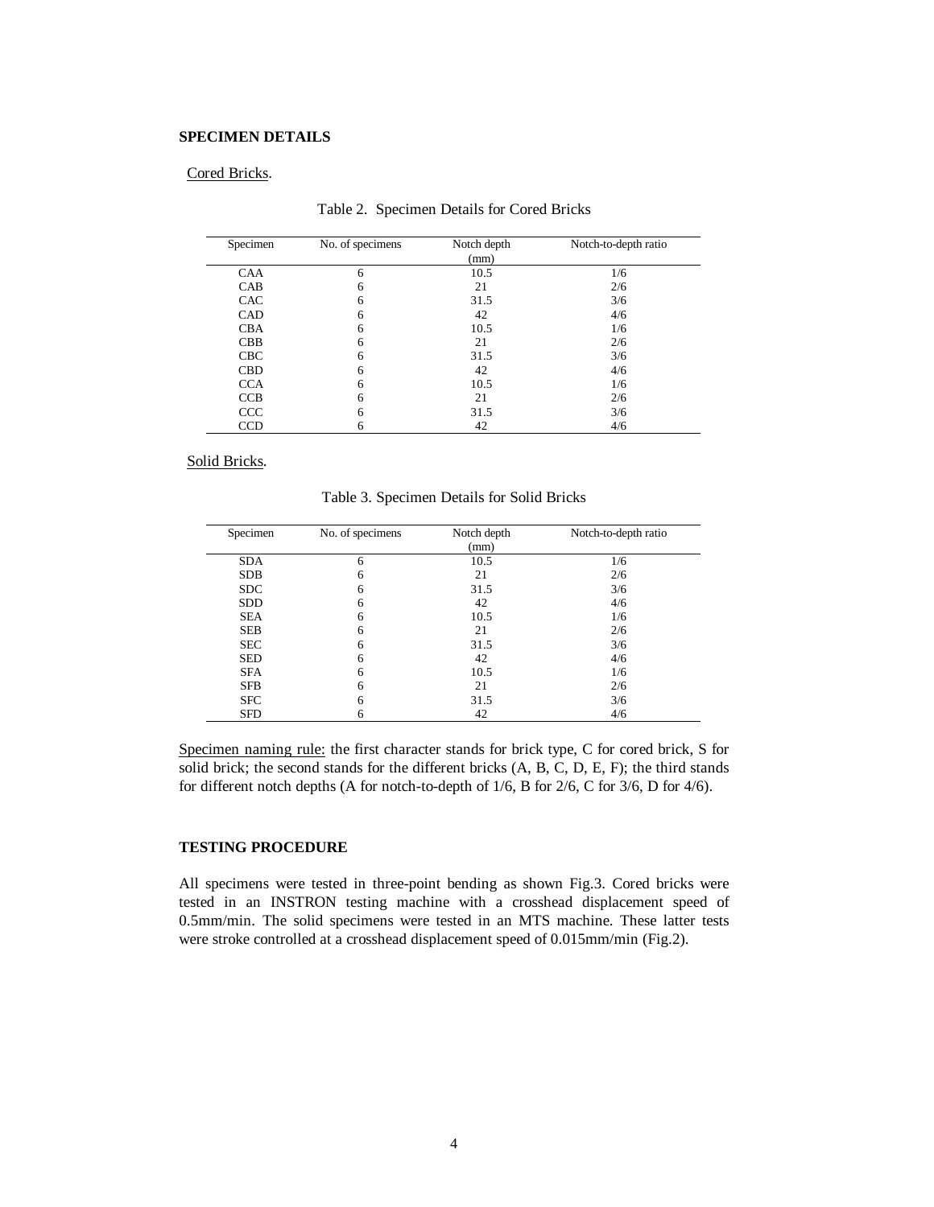## SPECIMEN DETAILS

Cored Bricks.

Table 2. Specimen Details for Cored Bricks

| Specimen | No. of specimens | Notch depth (mm) | Notch-to-depth ratio |
|---|---|---|---|
| CAA | 6 | 10.5 | 1/6 |
| CAB | 6 | 21 | 2/6 |
| CAC | 6 | 31.5 | 3/6 |
| CAD | 6 | 42 | 4/6 |
| CBA | 6 | 10.5 | 1/6 |
| CBB | 6 | 21 | 2/6 |
| CBC | 6 | 31.5 | 3/6 |
| CBD | 6 | 42 | 4/6 |
| CCA | 6 | 10.5 | 1/6 |
| CCB | 6 | 21 | 2/6 |
| CCC | 6 | 31.5 | 3/6 |
| CCD | 6 | 42 | 4/6 |

Solid Bricks.

Table 3. Specimen Details for Solid Bricks

| Specimen | No. of specimens | Notch depth (mm) | Notch-to-depth ratio |
|---|---|---|---|
| SDA | 6 | 10.5 | 1/6 |
| SDB | 6 | 21 | 2/6 |
| SDC | 6 | 31.5 | 3/6 |
| SDD | 6 | 42 | 4/6 |
| SEA | 6 | 10.5 | 1/6 |
| SEB | 6 | 21 | 2/6 |
| SEC | 6 | 31.5 | 3/6 |
| SED | 6 | 42 | 4/6 |
| SFA | 6 | 10.5 | 1/6 |
| SFB | 6 | 21 | 2/6 |
| SFC | 6 | 31.5 | 3/6 |
| SFD | 6 | 42 | 4/6 |

Specimen naming rule: the first character stands for brick type, C for cored brick, S for solid brick; the second stands for the different bricks (A, B, C, D, E, F); the third stands for different notch depths (A for notch-to-depth of 1/6, B for 2/6, C for 3/6, D for 4/6).

## TESTING PROCEDURE

All specimens were tested in three-point bending as shown Fig.3. Cored bricks were tested in an INSTRON testing machine with a crosshead displacement speed of 0.5mm/min. The solid specimens were tested in an MTS machine. These latter tests were stroke controlled at a crosshead displacement speed of 0.015mm/min (Fig.2).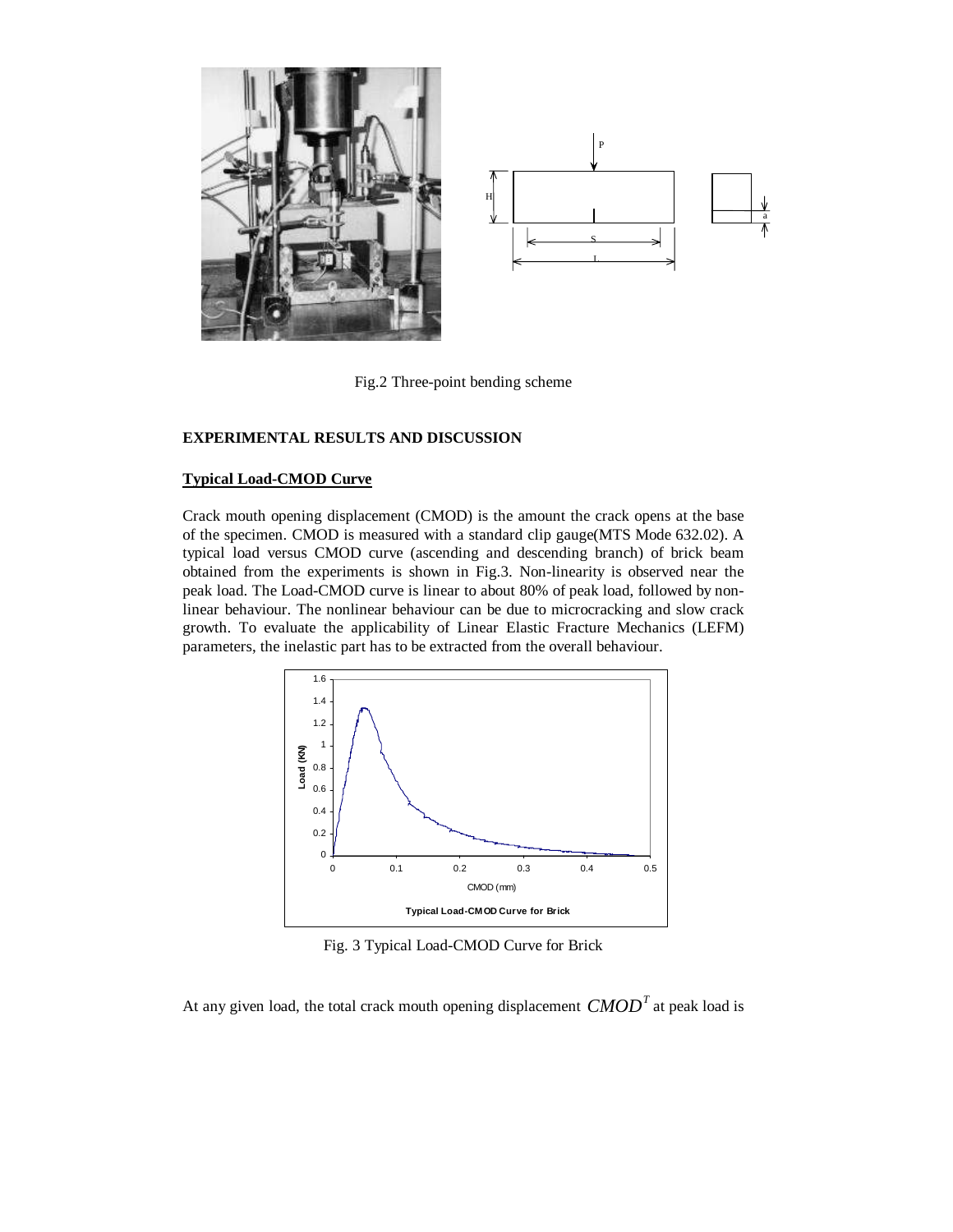P

H

S

L

a

Fig.2 Three-point bending scheme

## EXPERIMENTAL RESULTS AND DISCUSSION

### Typical Load-CMOD Curve

Crack mouth opening displacement (CMOD) is the amount the crack opens at the base of the specimen. CMOD is measured with a standard clip gauge(MTS Mode 632.02). A typical load versus CMOD curve (ascending and descending branch) of brick beam obtained from the experiments is shown in Fig.3. Non-linearity is observed near the peak load. The Load-CMOD curve is linear to about 80% of peak load, followed by non-linear behaviour. The nonlinear behaviour can be due to microcracking and slow crack growth. To evaluate the applicability of Linear Elastic Fracture Mechanics (LEFM) parameters, the inelastic part has to be extracted from the overall behaviour.

Load (KN)

1.6
1.4
1.2
1
0.8
0.6
0.4
0.2
0

0
0.1
0.2
0.3
0.4
0.5

CMOD (mm)

Typical Load-CMOD Curve for Brick

Fig. 3 Typical Load-CMOD Curve for Brick

At any given load, the total crack mouth opening displacement $CMOD^T$ at peak load is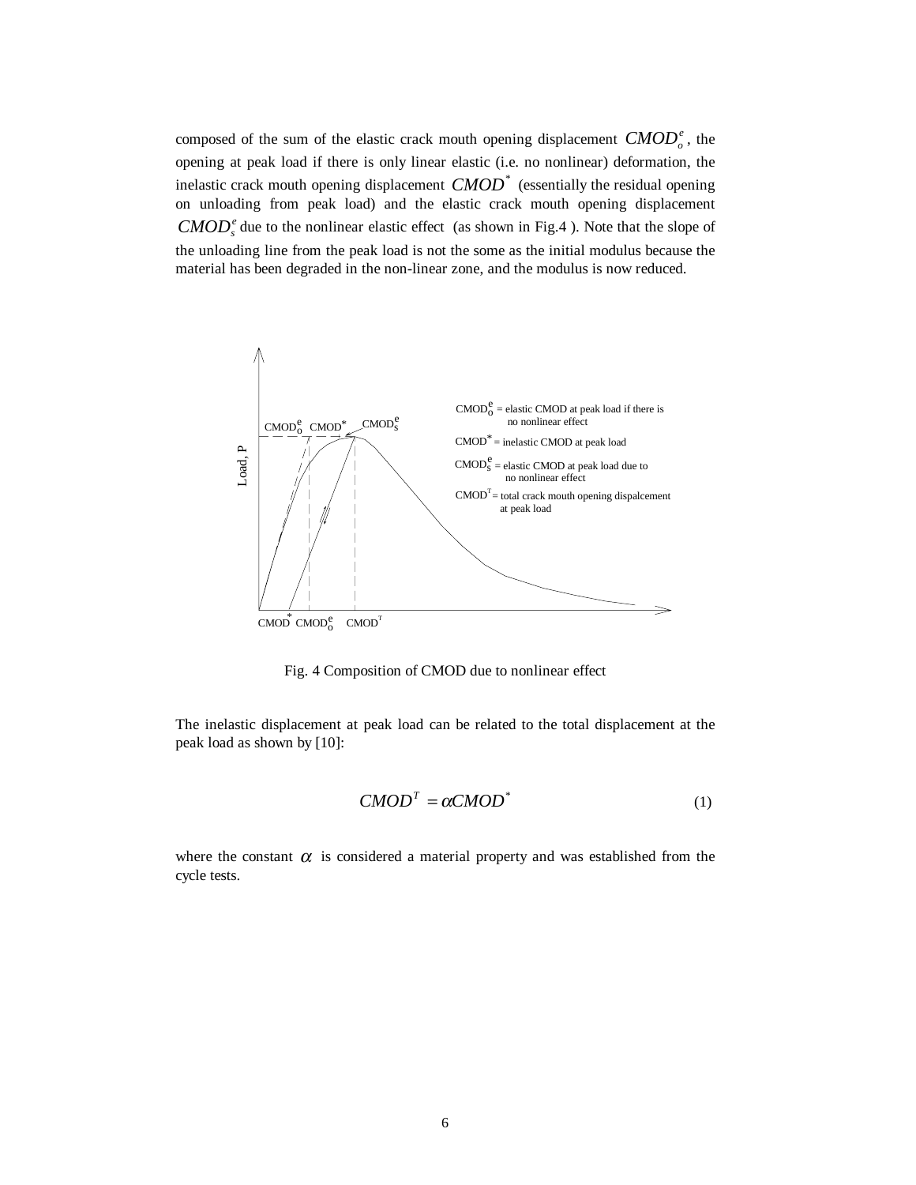composed of the sum of the elastic crack mouth opening displacement $CMOD_o^e$, the opening at peak load if there is only linear elastic (i.e. no nonlinear) deformation, the inelastic crack mouth opening displacement $CMOD^*$ (essentially the residual opening on unloading from peak load) and the elastic crack mouth opening displacement $CMOD_s^e$ due to the nonlinear elastic effect (as shown in Fig.4 ). Note that the slope of the unloading line from the peak load is not the some as the initial modulus because the material has been degraded in the non-linear zone, and the modulus is now reduced.

Load, P

$CMOD_o^e$ $CMOD^*$ $CMOD_s^e$

$CMOD_o^e$ = elastic CMOD at peak load if there is no nonlinear effect

$CMOD^*$ = inelastic CMOD at peak load

$CMOD_s^e$ = elastic CMOD at peak load due to no nonlinear effect

$CMOD^T$ = total crack mouth opening dispalcement at peak load

$CMOD^*$ $CMOD_o^e$ $CMOD^T$

Fig. 4 Composition of CMOD due to nonlinear effect

The inelastic displacement at peak load can be related to the total displacement at the peak load as shown by [10]:

$$CMOD^T = \alpha CMOD^* \tag{1}$$

where the constant $\alpha$ is considered a material property and was established from the cycle tests.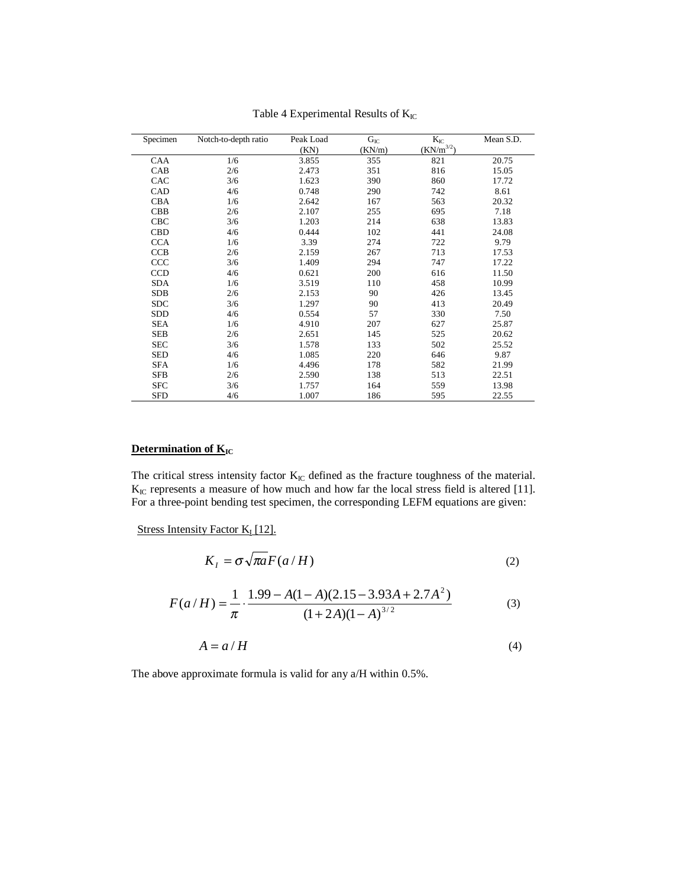Table 4 Experimental Results of $K_{IC}$

| Specimen | Notch-to-depth ratio | Peak Load (KN) | $G_{IC}$ (KN/m) | $K_{IC}$ ($KN/m^{3/2}$) | Mean S.D. |
|---|---|---|---|---|---|
| CAA | 1/6 | 3.855 | 355 | 821 | 20.75 |
| CAB | 2/6 | 2.473 | 351 | 816 | 15.05 |
| CAC | 3/6 | 1.623 | 390 | 860 | 17.72 |
| CAD | 4/6 | 0.748 | 290 | 742 | 8.61 |
| CBA | 1/6 | 2.642 | 167 | 563 | 20.32 |
| CBB | 2/6 | 2.107 | 255 | 695 | 7.18 |
| CBC | 3/6 | 1.203 | 214 | 638 | 13.83 |
| CBD | 4/6 | 0.444 | 102 | 441 | 24.08 |
| CCA | 1/6 | 3.39 | 274 | 722 | 9.79 |
| CCB | 2/6 | 2.159 | 267 | 713 | 17.53 |
| CCC | 3/6 | 1.409 | 294 | 747 | 17.22 |
| CCD | 4/6 | 0.621 | 200 | 616 | 11.50 |
| SDA | 1/6 | 3.519 | 110 | 458 | 10.99 |
| SDB | 2/6 | 2.153 | 90 | 426 | 13.45 |
| SDC | 3/6 | 1.297 | 90 | 413 | 20.49 |
| SDD | 4/6 | 0.554 | 57 | 330 | 7.50 |
| SEA | 1/6 | 4.910 | 207 | 627 | 25.87 |
| SEB | 2/6 | 2.651 | 145 | 525 | 20.62 |
| SEC | 3/6 | 1.578 | 133 | 502 | 25.52 |
| SED | 4/6 | 1.085 | 220 | 646 | 9.87 |
| SFA | 1/6 | 4.496 | 178 | 582 | 21.99 |
| SFB | 2/6 | 2.590 | 138 | 513 | 22.51 |
| SFC | 3/6 | 1.757 | 164 | 559 | 13.98 |
| SFD | 4/6 | 1.007 | 186 | 595 | 22.55 |

**Determination of $K_{IC}$**

The critical stress intensity factor $K_{IC}$ defined as the fracture toughness of the material. $K_{IC}$ represents a measure of how much and how far the local stress field is altered [11]. For a three-point bending test specimen, the corresponding LEFM equations are given:

Stress Intensity Factor $K_I$ [12].

$$K_I = \sigma \sqrt{\pi a} F(a/H) \tag{2}$$

$$F(a/H) = \frac{1}{\pi} \cdot \frac{1.99 - A(1-A)(2.15 - 3.93A + 2.7A^2)}{(1+2A)(1-A)^{3/2}} \tag{3}$$

$$A = a/H \tag{4}$$

The above approximate formula is valid for any a/H within 0.5%.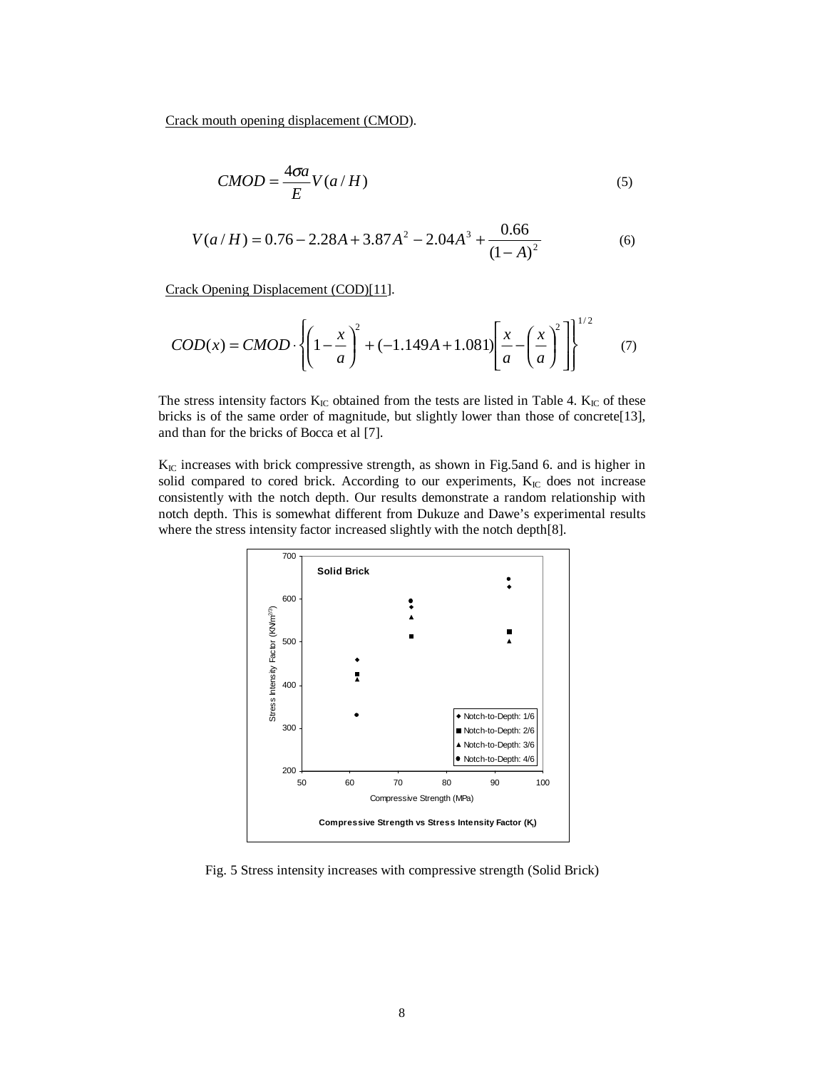Crack mouth opening displacement (CMOD).

$$CMOD = \frac{4\sigma a}{E} V(a/H) \tag{5}$$

$$V(a/H) = 0.76 - 2.28A + 3.87A^2 - 2.04A^3 + \frac{0.66}{(1-A)^2} \tag{6}$$

Crack Opening Displacement (COD)[11].

$$COD(x) = CMOD \cdot \left\{ \left(1 - \frac{x}{a}\right)^2 + (-1.149A + 1.081)\left[\frac{x}{a} - \left(\frac{x}{a}\right)^2\right] \right\}^{1/2} \tag{7}$$

The stress intensity factors $K_{IC}$ obtained from the tests are listed in Table 4. $K_{IC}$ of these bricks is of the same order of magnitude, but slightly lower than those of concrete[13], and than for the bricks of Bocca et al [7].

$K_{IC}$ increases with brick compressive strength, as shown in Fig.5and 6. and is higher in solid compared to cored brick. According to our experiments, $K_{IC}$ does not increase consistently with the notch depth. Our results demonstrate a random relationship with notch depth. This is somewhat different from Dukuze and Dawe's experimental results where the stress intensity factor increased slightly with the notch depth[8].

Solid Brick

Stress Intensity Factor (KN/m$^{2/3}$)

700
600
500
400
300
200

50 60 70 80 90 100

Compressive Strength (MPa)

◆ Notch-to-Depth: 1/6
■ Notch-to-Depth: 2/6
▲ Notch-to-Depth: 3/6
● Notch-to-Depth: 4/6

Compressive Strength vs Stress Intensity Factor ($K_I$)

Fig. 5 Stress intensity increases with compressive strength (Solid Brick)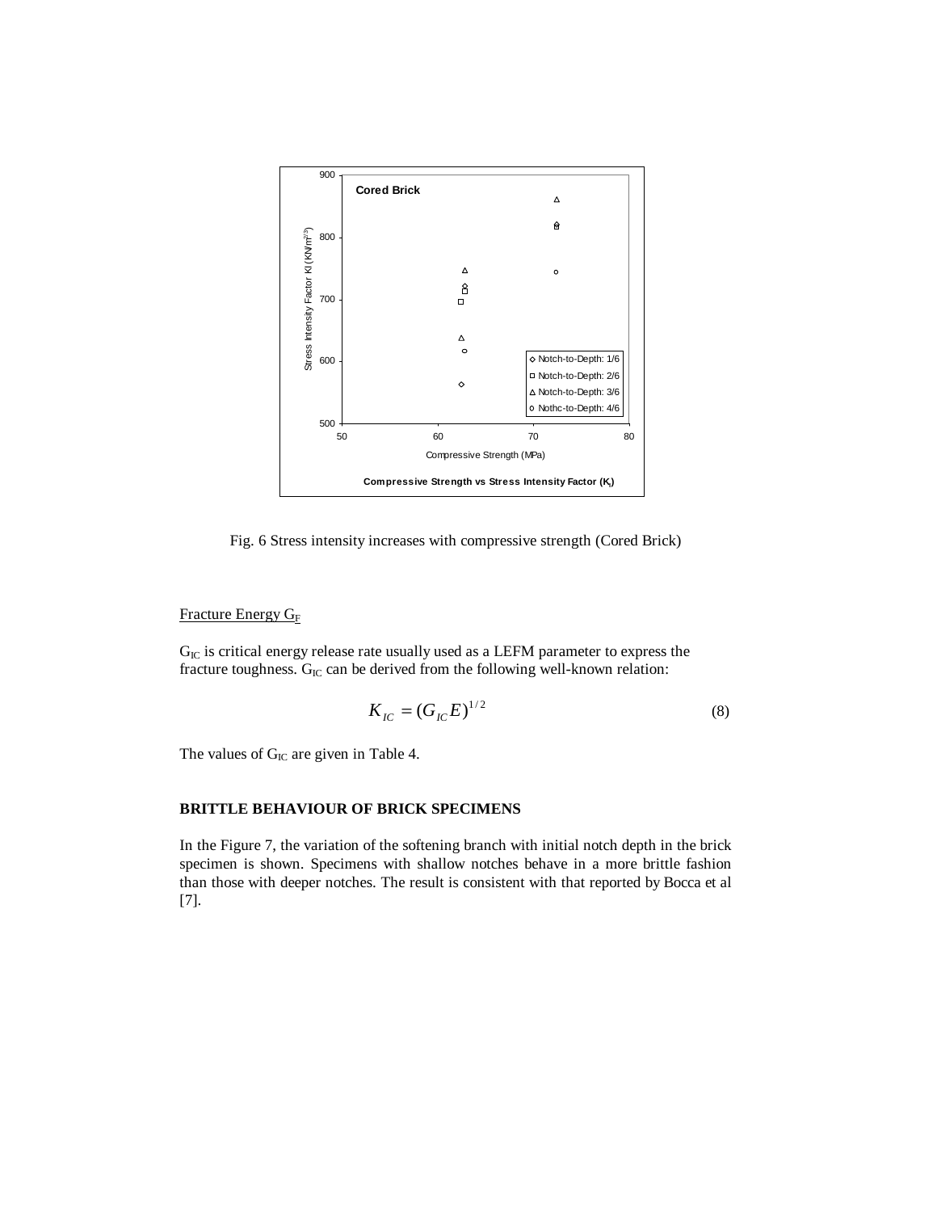900

Cored Brick

Stress Intensity Factor KI (KN/m$^{3/2}$)

800

700

600

500

50

60

70

80

Compressive Strength (MPa)

◇ Notch-to-Depth: 1/6

□ Notch-to-Depth: 2/6

△ Notch-to-Depth: 3/6

○ Nothc-to-Depth: 4/6

**Compressive Strength vs Stress Intensity Factor ($K_I$)**

Fig. 6 Stress intensity increases with compressive strength (Cored Brick)

Fracture Energy $G_F$

$G_{IC}$ is critical energy release rate usually used as a LEFM parameter to express the fracture toughness. $G_{IC}$ can be derived from the following well-known relation:

$$K_{IC} = (G_{IC} E)^{1/2} \tag{8}$$

The values of $G_{IC}$ are given in Table 4.

## BRITTLE BEHAVIOUR OF BRICK SPECIMENS

In the Figure 7, the variation of the softening branch with initial notch depth in the brick specimen is shown. Specimens with shallow notches behave in a more brittle fashion than those with deeper notches. The result is consistent with that reported by Bocca et al [7].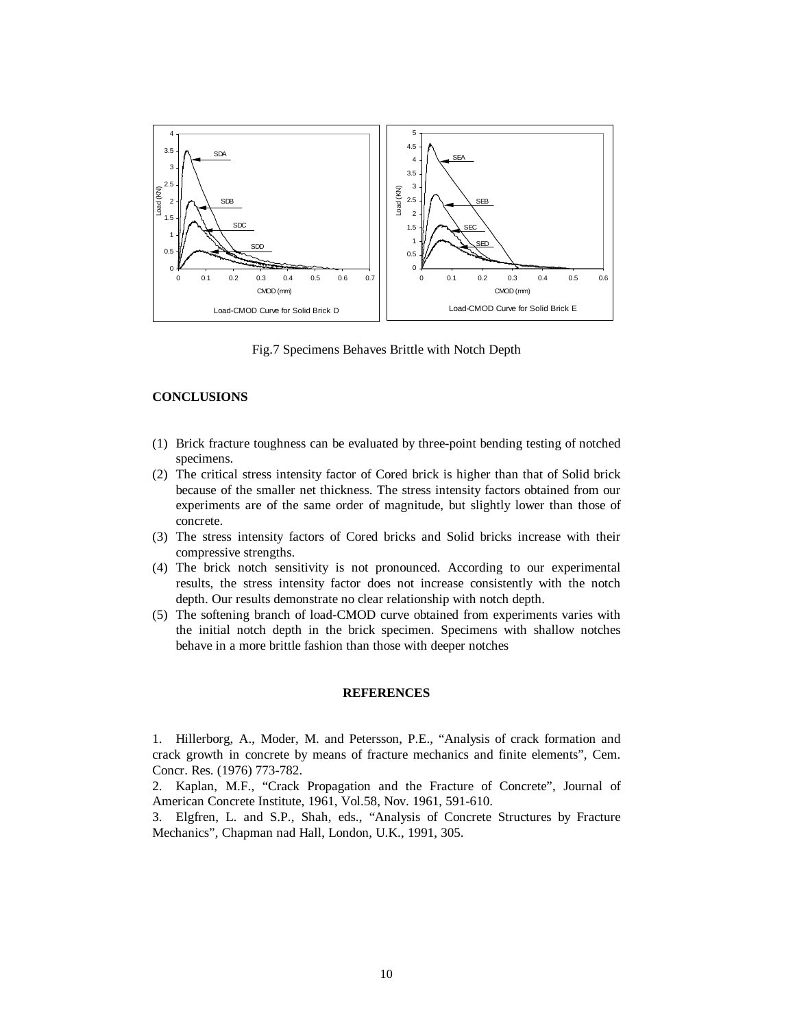4
3.5
3
2.5
2
1.5
1
0.5
0
Load (KN)
SDA
SDB
SDC
SDD
0 0.1 0.2 0.3 0.4 0.5 0.6 0.7
CMOD (mm)
Load-CMOD Curve for Solid Brick D

5
4.5
4
3.5
3
2.5
2
1.5
1
0.5
0
Load (KN)
SEA
SEB
SEC
SED
0 0.1 0.2 0.3 0.4 0.5 0.6
CMOD (mm)
Load-CMOD Curve for Solid Brick E

Fig.7 Specimens Behaves Brittle with Notch Depth

## CONCLUSIONS

(1) Brick fracture toughness can be evaluated by three-point bending testing of notched specimens.
(2) The critical stress intensity factor of Cored brick is higher than that of Solid brick because of the smaller net thickness. The stress intensity factors obtained from our experiments are of the same order of magnitude, but slightly lower than those of concrete.
(3) The stress intensity factors of Cored bricks and Solid bricks increase with their compressive strengths.
(4) The brick notch sensitivity is not pronounced. According to our experimental results, the stress intensity factor does not increase consistently with the notch depth. Our results demonstrate no clear relationship with notch depth.
(5) The softening branch of load-CMOD curve obtained from experiments varies with the initial notch depth in the brick specimen. Specimens with shallow notches behave in a more brittle fashion than those with deeper notches

## REFERENCES

1. Hillerborg, A., Moder, M. and Petersson, P.E., "Analysis of crack formation and crack growth in concrete by means of fracture mechanics and finite elements", Cem. Concr. Res. (1976) 773-782.
2. Kaplan, M.F., "Crack Propagation and the Fracture of Concrete", Journal of American Concrete Institute, 1961, Vol.58, Nov. 1961, 591-610.
3. Elgfren, L. and S.P., Shah, eds., "Analysis of Concrete Structures by Fracture Mechanics", Chapman nad Hall, London, U.K., 1991, 305.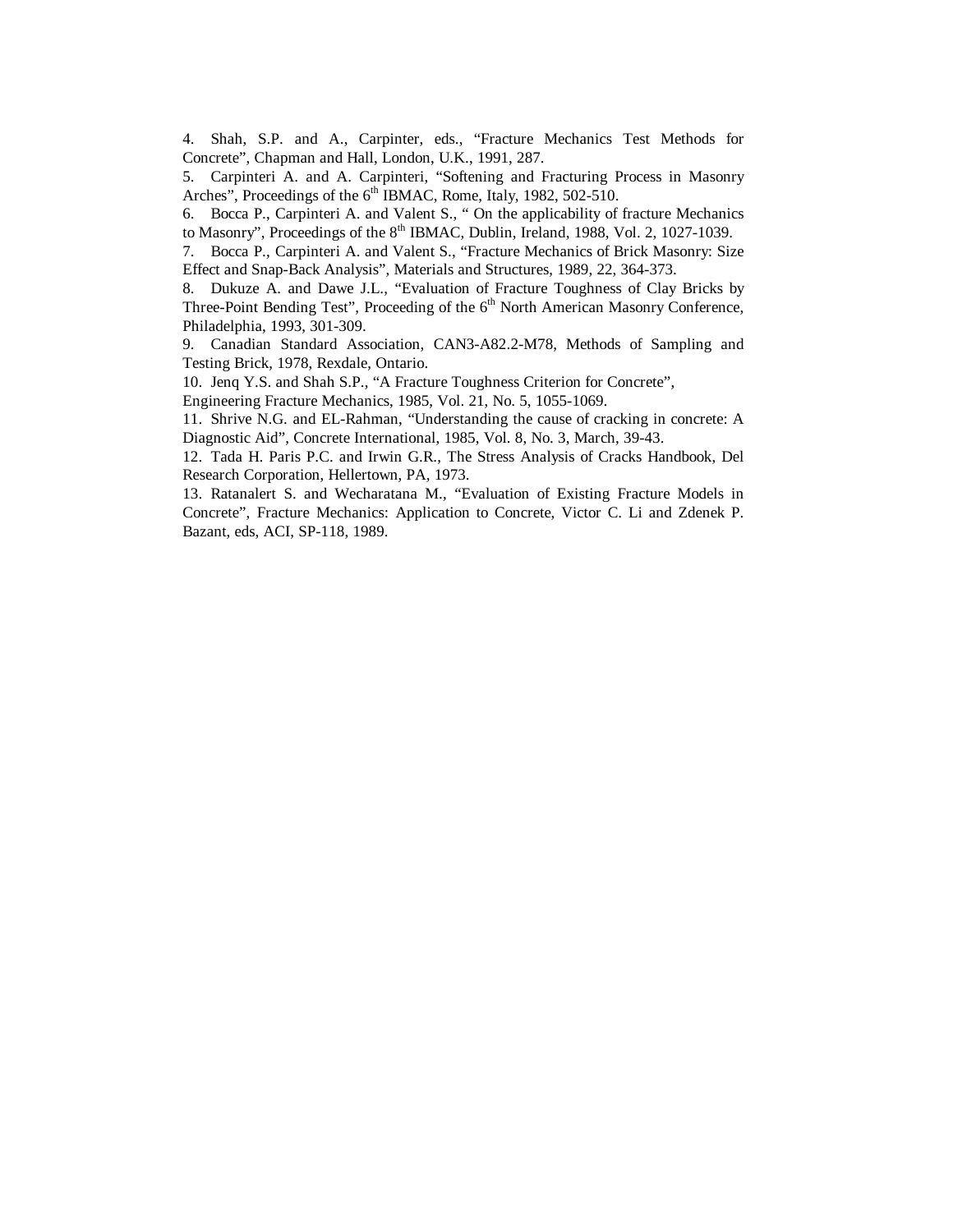4. Shah, S.P. and A., Carpinter, eds., "Fracture Mechanics Test Methods for Concrete", Chapman and Hall, London, U.K., 1991, 287.

5. Carpinteri A. and A. Carpinteri, "Softening and Fracturing Process in Masonry Arches", Proceedings of the 6th IBMAC, Rome, Italy, 1982, 502-510.

6. Bocca P., Carpinteri A. and Valent S., " On the applicability of fracture Mechanics to Masonry", Proceedings of the 8th IBMAC, Dublin, Ireland, 1988, Vol. 2, 1027-1039.

7. Bocca P., Carpinteri A. and Valent S., "Fracture Mechanics of Brick Masonry: Size Effect and Snap-Back Analysis", Materials and Structures, 1989, 22, 364-373.

8. Dukuze A. and Dawe J.L., "Evaluation of Fracture Toughness of Clay Bricks by Three-Point Bending Test", Proceeding of the 6th North American Masonry Conference, Philadelphia, 1993, 301-309.

9. Canadian Standard Association, CAN3-A82.2-M78, Methods of Sampling and Testing Brick, 1978, Rexdale, Ontario.

10. Jenq Y.S. and Shah S.P., "A Fracture Toughness Criterion for Concrete", Engineering Fracture Mechanics, 1985, Vol. 21, No. 5, 1055-1069.

11. Shrive N.G. and EL-Rahman, "Understanding the cause of cracking in concrete: A Diagnostic Aid", Concrete International, 1985, Vol. 8, No. 3, March, 39-43.

12. Tada H. Paris P.C. and Irwin G.R., The Stress Analysis of Cracks Handbook, Del Research Corporation, Hellertown, PA, 1973.

13. Ratanalert S. and Wecharatana M., "Evaluation of Existing Fracture Models in Concrete", Fracture Mechanics: Application to Concrete, Victor C. Li and Zdenek P. Bazant, eds, ACI, SP-118, 1989.